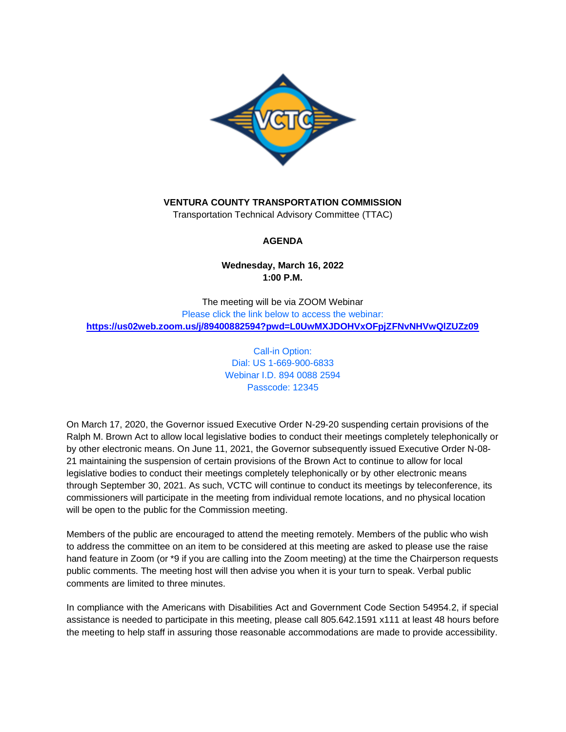**VENTURA COUNTY TRANSPORTATION COMMISSION**
Transportation Technical Advisory Committee (TTAC)

**AGENDA**

**Wednesday, March 16, 2022**
**1:00 P.M.**

The meeting will be via ZOOM Webinar
Please click the link below to access the webinar:
**https://us02web.zoom.us/j/89400882594?pwd=L0UwMXJDOHVxOFpjZFNvNHVwQlZUZz09**

Call-in Option:
Dial: US 1-669-900-6833
Webinar I.D. 894 0088 2594
Passcode: 12345

On March 17, 2020, the Governor issued Executive Order N-29-20 suspending certain provisions of the Ralph M. Brown Act to allow local legislative bodies to conduct their meetings completely telephonically or by other electronic means. On June 11, 2021, the Governor subsequently issued Executive Order N-08-21 maintaining the suspension of certain provisions of the Brown Act to continue to allow for local legislative bodies to conduct their meetings completely telephonically or by other electronic means through September 30, 2021. As such, VCTC will continue to conduct its meetings by teleconference, its commissioners will participate in the meeting from individual remote locations, and no physical location will be open to the public for the Commission meeting.

Members of the public are encouraged to attend the meeting remotely. Members of the public who wish to address the committee on an item to be considered at this meeting are asked to please use the raise hand feature in Zoom (or *9 if you are calling into the Zoom meeting) at the time the Chairperson requests public comments. The meeting host will then advise you when it is your turn to speak. Verbal public comments are limited to three minutes.

In compliance with the Americans with Disabilities Act and Government Code Section 54954.2, if special assistance is needed to participate in this meeting, please call 805.642.1591 x111 at least 48 hours before the meeting to help staff in assuring those reasonable accommodations are made to provide accessibility.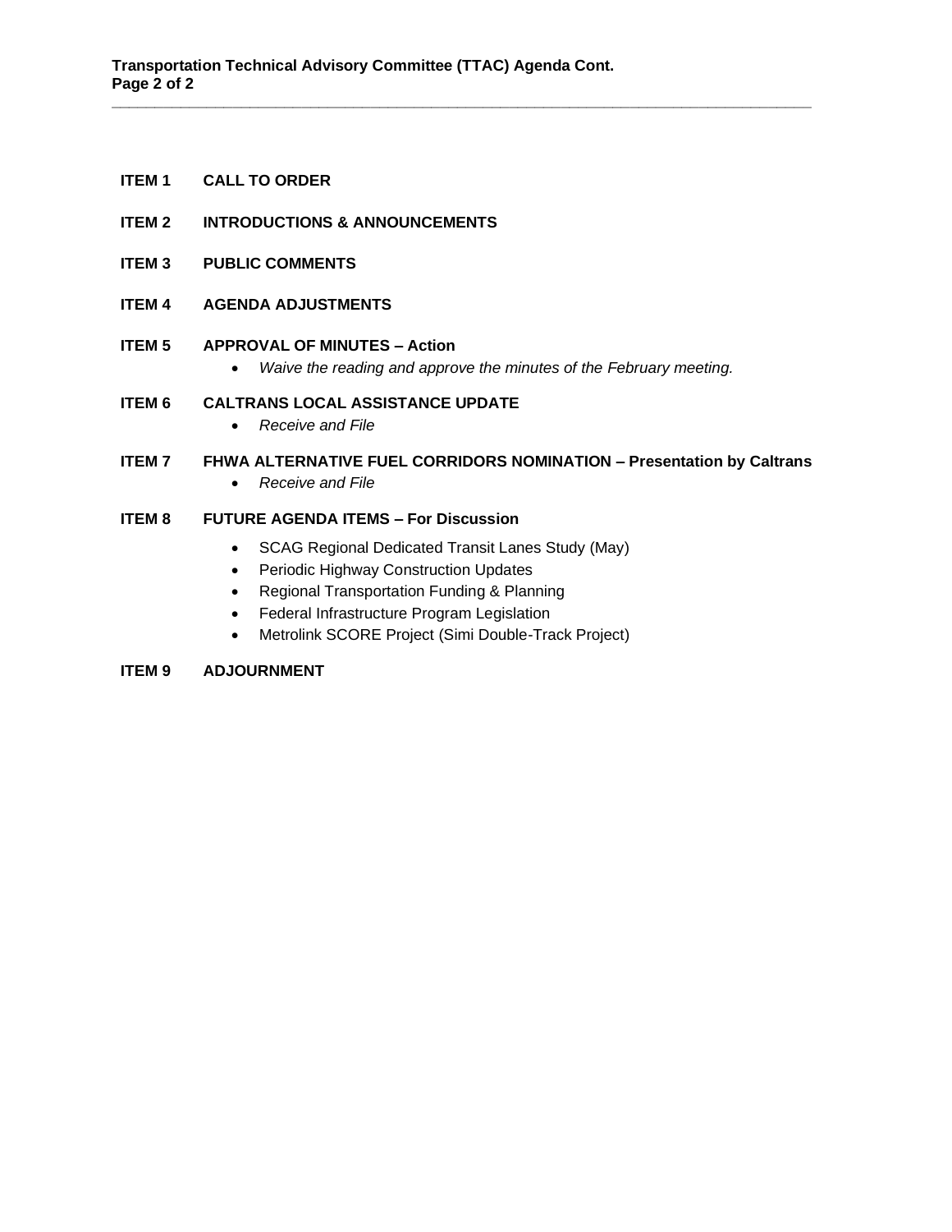**ITEM 1 CALL TO ORDER**

**ITEM 2 INTRODUCTIONS & ANNOUNCEMENTS**

**ITEM 3 PUBLIC COMMENTS**

**ITEM 4 AGENDA ADJUSTMENTS**

**ITEM 5 APPROVAL OF MINUTES – Action**

- *Waive the reading and approve the minutes of the February meeting.*

**ITEM 6 CALTRANS LOCAL ASSISTANCE UPDATE**

- *Receive and File*

**ITEM 7 FHWA ALTERNATIVE FUEL CORRIDORS NOMINATION – Presentation by Caltrans**

- *Receive and File*

**ITEM 8 FUTURE AGENDA ITEMS – For Discussion**

- SCAG Regional Dedicated Transit Lanes Study (May)
- Periodic Highway Construction Updates
- Regional Transportation Funding & Planning
- Federal Infrastructure Program Legislation
- Metrolink SCORE Project (Simi Double-Track Project)

**ITEM 9 ADJOURNMENT**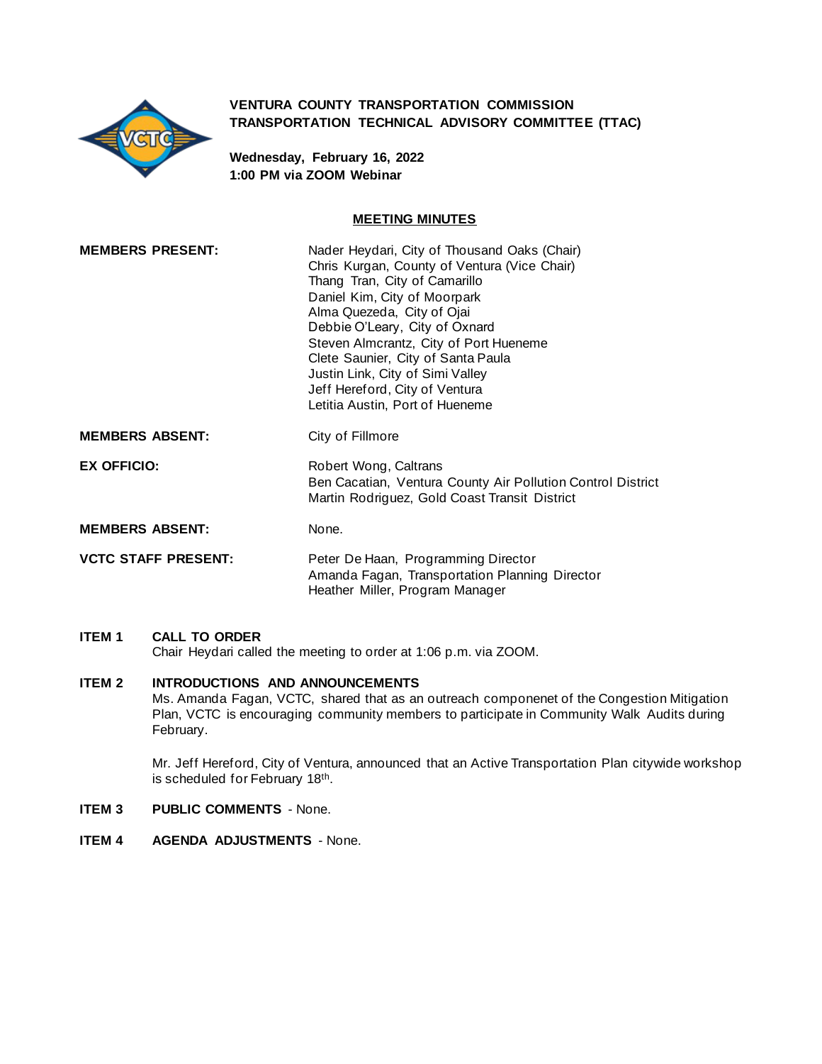**VENTURA COUNTY TRANSPORTATION COMMISSION**
**TRANSPORTATION TECHNICAL ADVISORY COMMITTEE (TTAC)**

**Wednesday, February 16, 2022**
**1:00 PM via ZOOM Webinar**

## MEETING MINUTES

**MEMBERS PRESENT:**
Nader Heydari, City of Thousand Oaks (Chair)
Chris Kurgan, County of Ventura (Vice Chair)
Thang Tran, City of Camarillo
Daniel Kim, City of Moorpark
Alma Quezeda, City of Ojai
Debbie O'Leary, City of Oxnard
Steven Almcrantz, City of Port Hueneme
Clete Saunier, City of Santa Paula
Justin Link, City of Simi Valley
Jeff Hereford, City of Ventura
Letitia Austin, Port of Hueneme

**MEMBERS ABSENT:**
City of Fillmore

**EX OFFICIO:**
Robert Wong, Caltrans
Ben Cacatian, Ventura County Air Pollution Control District
Martin Rodriguez, Gold Coast Transit District

**MEMBERS ABSENT:**
None.

**VCTC STAFF PRESENT:**
Peter De Haan, Programming Director
Amanda Fagan, Transportation Planning Director
Heather Miller, Program Manager

**ITEM 1 CALL TO ORDER**
Chair Heydari called the meeting to order at 1:06 p.m. via ZOOM.

**ITEM 2 INTRODUCTIONS AND ANNOUNCEMENTS**
Ms. Amanda Fagan, VCTC, shared that as an outreach componenet of the Congestion Mitigation Plan, VCTC is encouraging community members to participate in Community Walk Audits during February.

Mr. Jeff Hereford, City of Ventura, announced that an Active Transportation Plan citywide workshop is scheduled for February 18th.

**ITEM 3 PUBLIC COMMENTS** - None.

**ITEM 4 AGENDA ADJUSTMENTS** - None.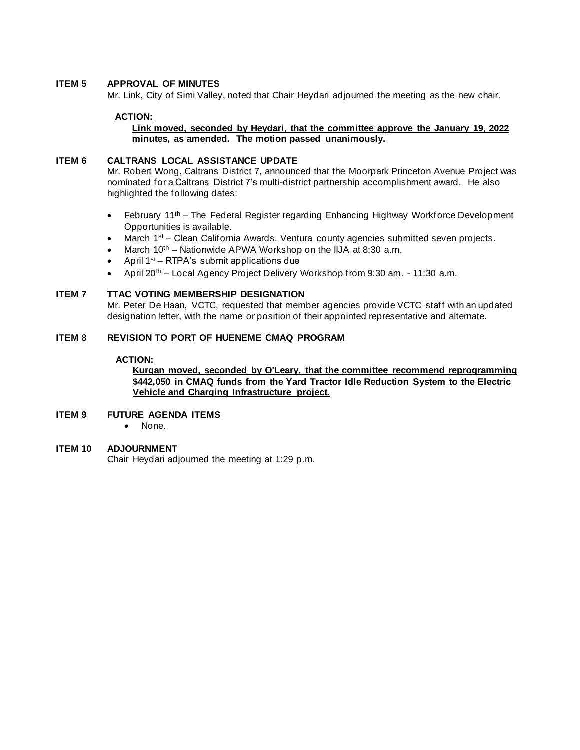**ITEM 5 APPROVAL OF MINUTES**

Mr. Link, City of Simi Valley, noted that Chair Heydari adjourned the meeting as the new chair.

**ACTION:**

**Link moved, seconded by Heydari, that the committee approve the January 19, 2022 minutes, as amended. The motion passed unanimously.**

**ITEM 6 CALTRANS LOCAL ASSISTANCE UPDATE**

Mr. Robert Wong, Caltrans District 7, announced that the Moorpark Princeton Avenue Project was nominated for a Caltrans District 7's multi-district partnership accomplishment award. He also highlighted the following dates:

- February 11th – The Federal Register regarding Enhancing Highway Workforce Development Opportunities is available.
- March 1st – Clean California Awards. Ventura county agencies submitted seven projects.
- March 10th – Nationwide APWA Workshop on the IIJA at 8:30 a.m.
- April 1st – RTPA's submit applications due
- April 20th – Local Agency Project Delivery Workshop from 9:30 am. - 11:30 a.m.

**ITEM 7 TTAC VOTING MEMBERSHIP DESIGNATION**

Mr. Peter De Haan, VCTC, requested that member agencies provide VCTC staff with an updated designation letter, with the name or position of their appointed representative and alternate.

**ITEM 8 REVISION TO PORT OF HUENEME CMAQ PROGRAM**

**ACTION:**

**Kurgan moved, seconded by O'Leary, that the committee recommend reprogramming $442,050 in CMAQ funds from the Yard Tractor Idle Reduction System to the Electric Vehicle and Charging Infrastructure project.**

**ITEM 9 FUTURE AGENDA ITEMS**

- None.

**ITEM 10 ADJOURNMENT**

Chair Heydari adjourned the meeting at 1:29 p.m.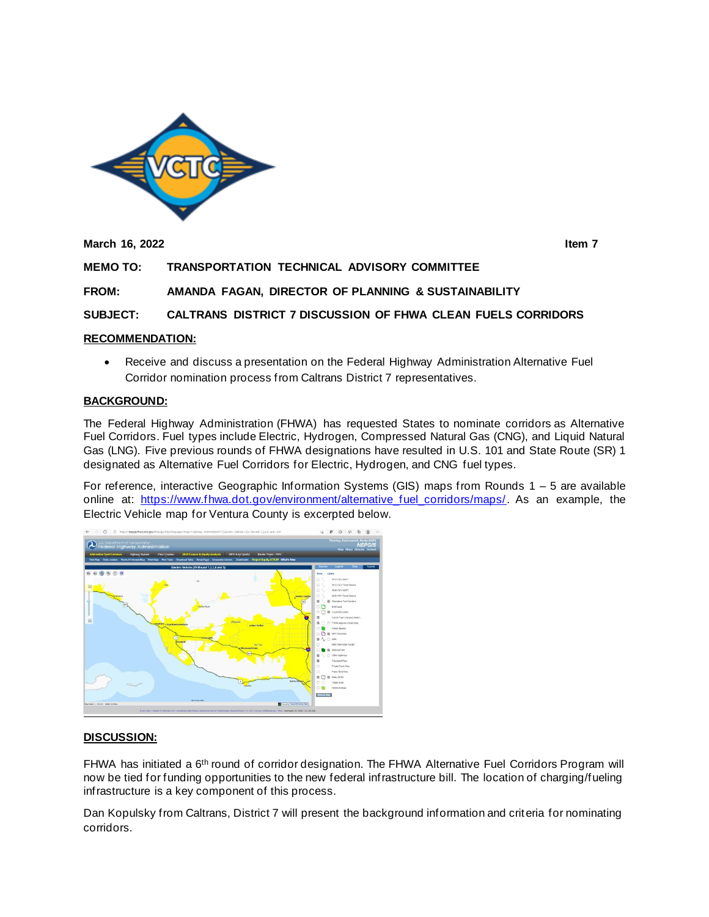March 16, 2022 Item 7

**MEMO TO:** TRANSPORTATION TECHNICAL ADVISORY COMMITTEE

**FROM:** AMANDA FAGAN, DIRECTOR OF PLANNING & SUSTAINABILITY

**SUBJECT:** CALTRANS DISTRICT 7 DISCUSSION OF FHWA CLEAN FUELS CORRIDORS

## RECOMMENDATION:

- Receive and discuss a presentation on the Federal Highway Administration Alternative Fuel Corridor nomination process from Caltrans District 7 representatives.

## BACKGROUND:

The Federal Highway Administration (FHWA) has requested States to nominate corridors as Alternative Fuel Corridors. Fuel types include Electric, Hydrogen, Compressed Natural Gas (CNG), and Liquid Natural Gas (LNG). Five previous rounds of FHWA designations have resulted in U.S. 101 and State Route (SR) 1 designated as Alternative Fuel Corridors for Electric, Hydrogen, and CNG fuel types.

For reference, interactive Geographic Information Systems (GIS) maps from Rounds 1 – 5 are available online at: https://www.fhwa.dot.gov/environment/alternative_fuel_corridors/maps/. As an example, the Electric Vehicle map for Ventura County is excerpted below.

## DISCUSSION:

FHWA has initiated a 6th round of corridor designation. The FHWA Alternative Fuel Corridors Program will now be tied for funding opportunities to the new federal infrastructure bill. The location of charging/fueling infrastructure is a key component of this process.

Dan Kopulsky from Caltrans, District 7 will present the background information and criteria for nominating corridors.